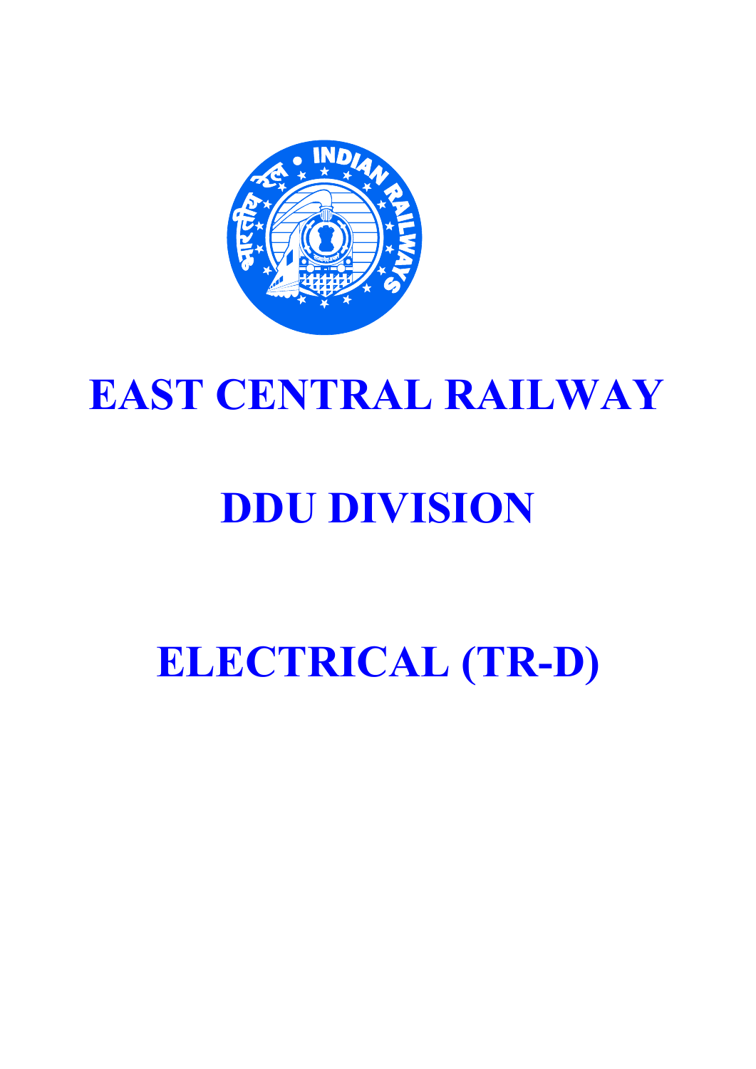# EAST CENTRAL RAILWAY

# DDU DIVISION

# ELECTRICAL (TR-D)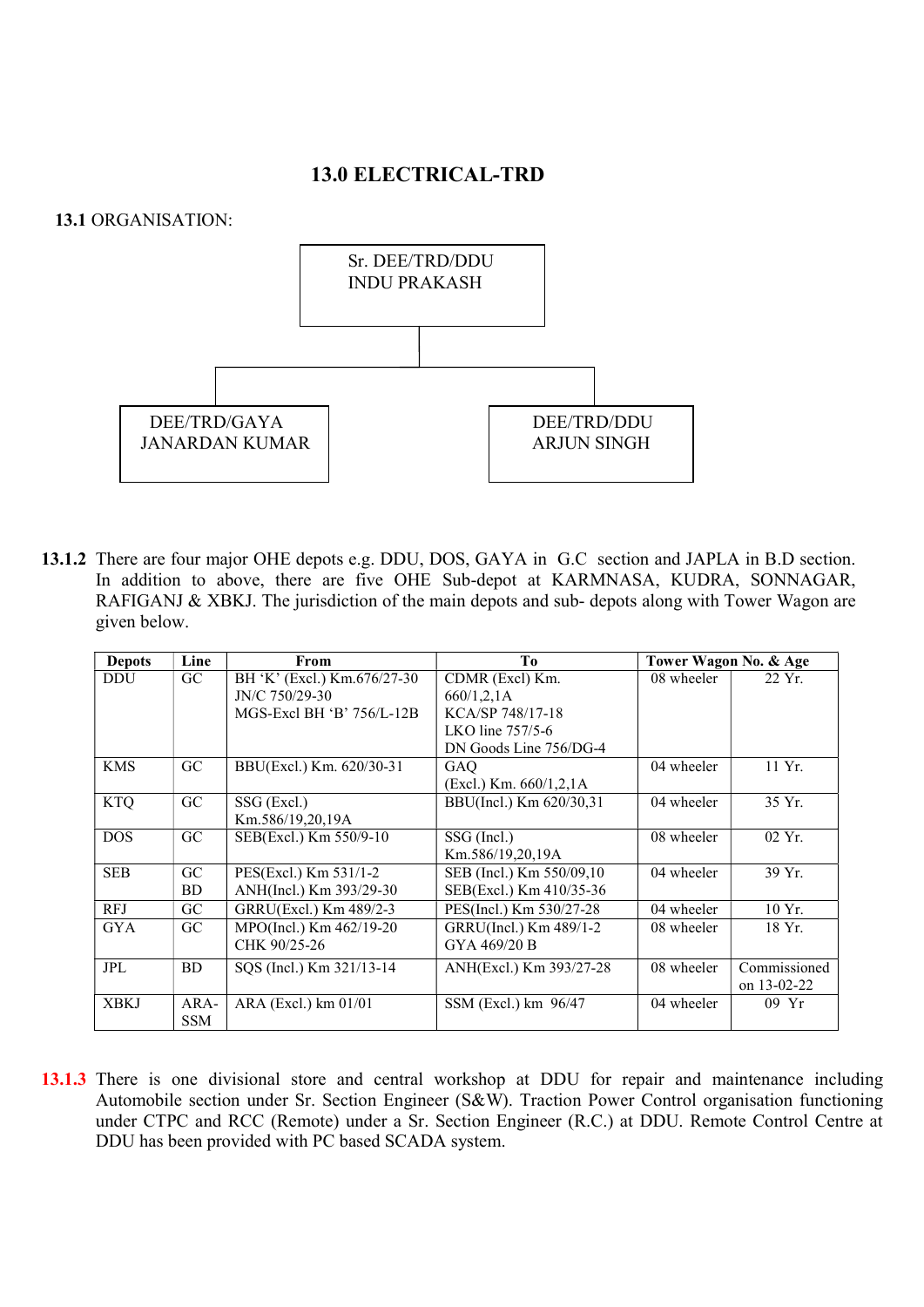# 13.0 ELECTRICAL-TRD

**13.1** ORGANISATION:

Sr. DEE/TRD/DDU
INDU PRAKASH

- DEE/TRD/GAYA
  JANARDAN KUMAR
- DEE/TRD/DDU
  ARJUN SINGH

**13.1.2** There are four major OHE depots e.g. DDU, DOS, GAYA in G.C section and JAPLA in B.D section. In addition to above, there are five OHE Sub-depot at KARMNASA, KUDRA, SONNAGAR, RAFIGANJ & XBKJ. The jurisdiction of the main depots and sub- depots along with Tower Wagon are given below.

| Depots | Line | From | To | Tower Wagon No. & Age | |
|---|---|---|---|---|---|
| DDU | GC | BH 'K' (Excl.) Km.676/27-30<br>JN/C 750/29-30<br>MGS-Excl BH 'B' 756/L-12B | CDMR (Excl) Km. 660/1,2,1A<br>KCA/SP 748/17-18<br>LKO line 757/5-6<br>DN Goods Line 756/DG-4 | 08 wheeler | 22 Yr. |
| KMS | GC | BBU(Excl.) Km. 620/30-31 | GAQ<br>(Excl.) Km. 660/1,2,1A | 04 wheeler | 11 Yr. |
| KTQ | GC | SSG (Excl.)<br>Km.586/19,20,19A | BBU(Incl.) Km 620/30,31 | 04 wheeler | 35 Yr. |
| DOS | GC | SEB(Excl.) Km 550/9-10 | SSG (Incl.)<br>Km.586/19,20,19A | 08 wheeler | 02 Yr. |
| SEB | GC<br>BD | PES(Excl.) Km 531/1-2<br>ANH(Incl.) Km 393/29-30 | SEB (Incl.) Km 550/09,10<br>SEB(Excl.) Km 410/35-36 | 04 wheeler | 39 Yr. |
| RFJ | GC | GRRU(Excl.) Km 489/2-3 | PES(Incl.) Km 530/27-28 | 04 wheeler | 10 Yr. |
| GYA | GC | MPO(Incl.) Km 462/19-20<br>CHK 90/25-26 | GRRU(Incl.) Km 489/1-2<br>GYA 469/20 B | 08 wheeler | 18 Yr. |
| JPL | BD | SQS (Incl.) Km 321/13-14 | ANH(Excl.) Km 393/27-28 | 08 wheeler | Commissioned on 13-02-22 |
| XBKJ | ARA-SSM | ARA (Excl.) km 01/01 | SSM (Excl.) km 96/47 | 04 wheeler | 09 Yr |

**13.1.3** There is one divisional store and central workshop at DDU for repair and maintenance including Automobile section under Sr. Section Engineer (S&W). Traction Power Control organisation functioning under CTPC and RCC (Remote) under a Sr. Section Engineer (R.C.) at DDU. Remote Control Centre at DDU has been provided with PC based SCADA system.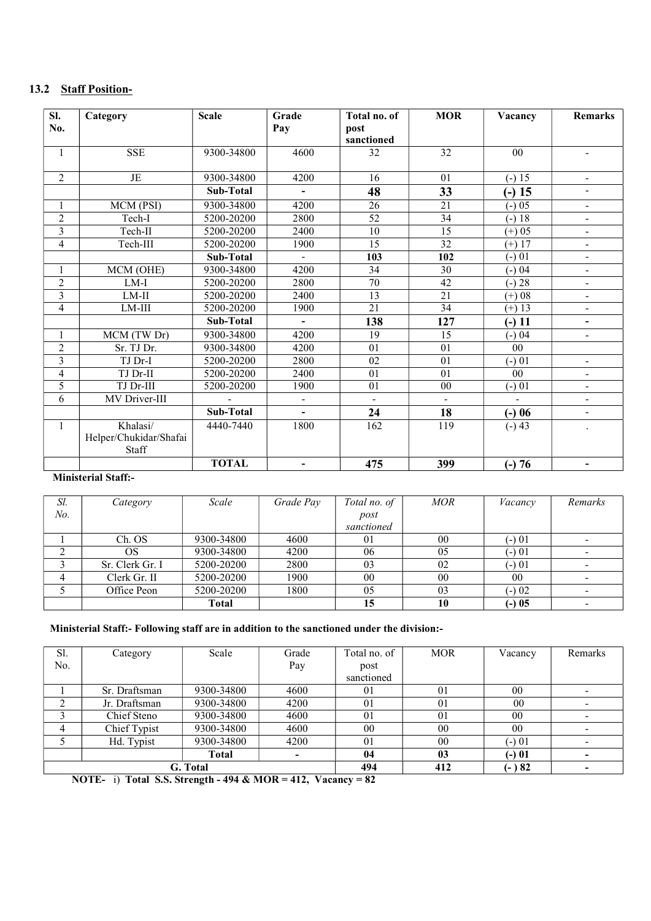### 13.2 **Staff Position-**

| Sl. No. | Category | Scale | Grade Pay | Total no. of post sanctioned | MOR | Vacancy | Remarks |
|---|---|---|---|---|---|---|---|
| 1 | SSE | 9300-34800 | 4600 | 32 | 32 | 00 | - |
| 2 | JE | 9300-34800 | 4200 | 16 | 01 | (-) 15 | - |
| | | **Sub-Total** | **-** | **48** | **33** | **(-) 15** | - |
| 1 | MCM (PSI) | 9300-34800 | 4200 | 26 | 21 | (-) 05 | - |
| 2 | Tech-I | 5200-20200 | 2800 | 52 | 34 | (-) 18 | - |
| 3 | Tech-II | 5200-20200 | 2400 | 10 | 15 | (+) 05 | - |
| 4 | Tech-III | 5200-20200 | 1900 | 15 | 32 | (+) 17 | - |
| | | **Sub-Total** | - | **103** | **102** | (-) 01 | - |
| 1 | MCM (OHE) | 9300-34800 | 4200 | 34 | 30 | (-) 04 | - |
| 2 | LM-I | 5200-20200 | 2800 | 70 | 42 | (-) 28 | - |
| 3 | LM-II | 5200-20200 | 2400 | 13 | 21 | (+) 08 | - |
| 4 | LM-III | 5200-20200 | 1900 | 21 | 34 | (+) 13 | - |
| | | **Sub-Total** | **-** | **138** | **127** | **(-) 11** | **-** |
| 1 | MCM (TW Dr) | 9300-34800 | 4200 | 19 | 15 | (-) 04 | - |
| 2 | Sr. TJ Dr. | 9300-34800 | 4200 | 01 | 01 | 00 | |
| 3 | TJ Dr-I | 5200-20200 | 2800 | 02 | 01 | (-) 01 | - |
| 4 | TJ Dr-II | 5200-20200 | 2400 | 01 | 01 | 00 | - |
| 5 | TJ Dr-III | 5200-20200 | 1900 | 01 | 00 | (-) 01 | - |
| 6 | MV Driver-III | - | - | - | - | - | - |
| | | **Sub-Total** | **-** | **24** | **18** | **(-) 06** | - |
| 1 | Khalasi/ Helper/Chukidar/Shafai Staff | 4440-7440 | 1800 | 162 | 119 | (-) 43 | . |
| | | **TOTAL** | **-** | **475** | **399** | **(-) 76** | **-** |

**Ministerial Staff:-**

| *Sl. No.* | *Category* | *Scale* | *Grade Pay* | *Total no. of post sanctioned* | *MOR* | *Vacancy* | *Remarks* |
|---|---|---|---|---|---|---|---|
| 1 | Ch. OS | 9300-34800 | 4600 | 01 | 00 | (-) 01 | - |
| 2 | OS | 9300-34800 | 4200 | 06 | 05 | (-) 01 | - |
| 3 | Sr. Clerk Gr. I | 5200-20200 | 2800 | 03 | 02 | (-) 01 | - |
| 4 | Clerk Gr. II | 5200-20200 | 1900 | 00 | 00 | 00 | - |
| 5 | Office Peon | 5200-20200 | 1800 | 05 | 03 | (-) 02 | - |
| | | **Total** | | **15** | **10** | **(-) 05** | - |

**Ministerial Staff:- Following staff are in addition to the sanctioned under the division:-**

| Sl. No. | Category | Scale | Grade Pay | Total no. of post sanctioned | MOR | Vacancy | Remarks |
|---|---|---|---|---|---|---|---|
| 1 | Sr. Draftsman | 9300-34800 | 4600 | 01 | 01 | 00 | - |
| 2 | Jr. Draftsman | 9300-34800 | 4200 | 01 | 01 | 00 | - |
| 3 | Chief Steno | 9300-34800 | 4600 | 01 | 01 | 00 | - |
| 4 | Chief Typist | 9300-34800 | 4600 | 00 | 00 | 00 | - |
| 5 | Hd. Typist | 9300-34800 | 4200 | 01 | 00 | (-) 01 | - |
| | | **Total** | **-** | **04** | **03** | **(-) 01** | **-** |
| **G. Total** | | | | **494** | **412** | **(- ) 82** | **-** |

**NOTE-** i) **Total S.S. Strength - 494 & MOR = 412, Vacancy = 82**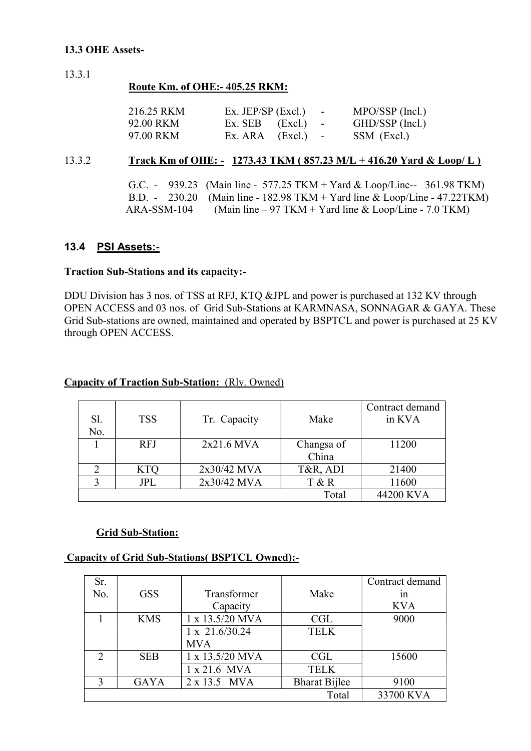**13.3 OHE Assets-**

13.3.1

**Route Km. of OHE:- 405.25 RKM:**

| | | | |
|---|---|---|---|
| 216.25 RKM | Ex. JEP/SP (Excl.) | - | MPO/SSP (Incl.) |
| 92.00 RKM | Ex. SEB (Excl.) | - | GHD/SSP (Incl.) |
| 97.00 RKM | Ex. ARA (Excl.) | - | SSM (Excl.) |

13.3.2 **Track Km of OHE: - 1273.43 TKM ( 857.23 M/L + 416.20 Yard & Loop/ L )**

G.C. - 939.23 (Main line - 577.25 TKM + Yard & Loop/Line-- 361.98 TKM)
B.D. - 230.20 (Main line - 182.98 TKM + Yard line & Loop/Line - 47.22TKM)
ARA-SSM-104 (Main line – 97 TKM + Yard line & Loop/Line - 7.0 TKM)

## 13.4 PSI Assets:-

**Traction Sub-Stations and its capacity:-**

DDU Division has 3 nos. of TSS at RFJ, KTQ &JPL and power is purchased at 132 KV through OPEN ACCESS and 03 nos. of Grid Sub-Stations at KARMNASA, SONNAGAR & GAYA. These Grid Sub-stations are owned, maintained and operated by BSPTCL and power is purchased at 25 KV through OPEN ACCESS.

**Capacity of Traction Sub-Station:** (Rly. Owned)

| Sl. No. | TSS | Tr. Capacity | Make | Contract demand in KVA |
|---|---|---|---|---|
| 1 | RFJ | 2x21.6 MVA | Changsa of China | 11200 |
| 2 | KTQ | 2x30/42 MVA | T&R, ADI | 21400 |
| 3 | JPL | 2x30/42 MVA | T & R | 11600 |
| | | | Total | 44200 KVA |

**Grid Sub-Station:**

**Capacity of Grid Sub-Stations( BSPTCL Owned):-**

| Sr. No. | GSS | Transformer Capacity | Make | Contract demand in KVA |
|---|---|---|---|---|
| 1 | KMS | 1 x 13.5/20 MVA | CGL | 9000 |
| | | 1 x 21.6/30.24 MVA | TELK | |
| 2 | SEB | 1 x 13.5/20 MVA | CGL | 15600 |
| | | 1 x 21.6 MVA | TELK | |
| 3 | GAYA | 2 x 13.5 MVA | Bharat Bijlee | 9100 |
| | | | Total | 33700 KVA |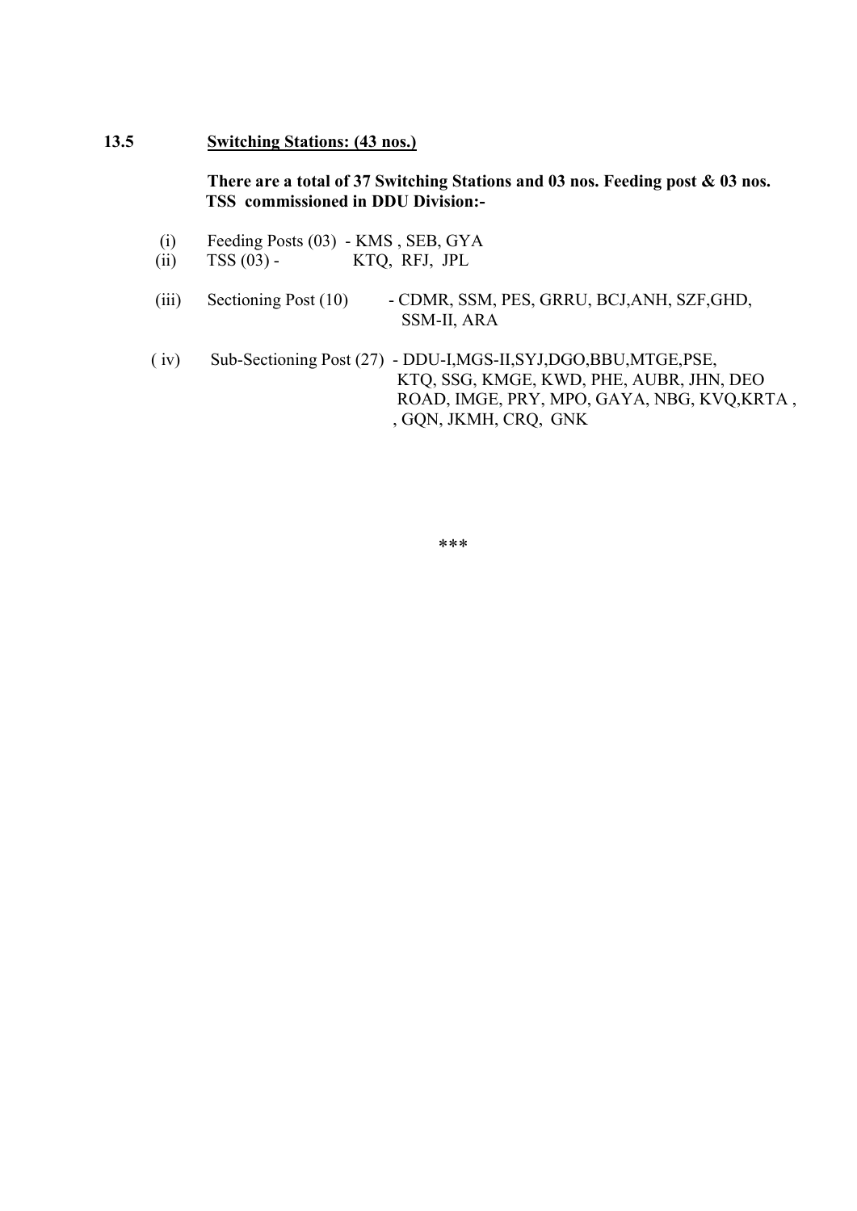## 13.5 Switching Stations: (43 nos.)

**There are a total of 37 Switching Stations and 03 nos. Feeding post & 03 nos. TSS commissioned in DDU Division:-**

(i) Feeding Posts (03) - KMS , SEB, GYA

(ii) TSS (03) - KTQ, RFJ, JPL

(iii) Sectioning Post (10) - CDMR, SSM, PES, GRRU, BCJ,ANH, SZF,GHD, SSM-II, ARA

( iv) Sub-Sectioning Post (27) - DDU-I,MGS-II,SYJ,DGO,BBU,MTGE,PSE, KTQ, SSG, KMGE, KWD, PHE, AUBR, JHN, DEO ROAD, IMGE, PRY, MPO, GAYA, NBG, KVQ,KRTA , , GQN, JKMH, CRQ, GNK

***